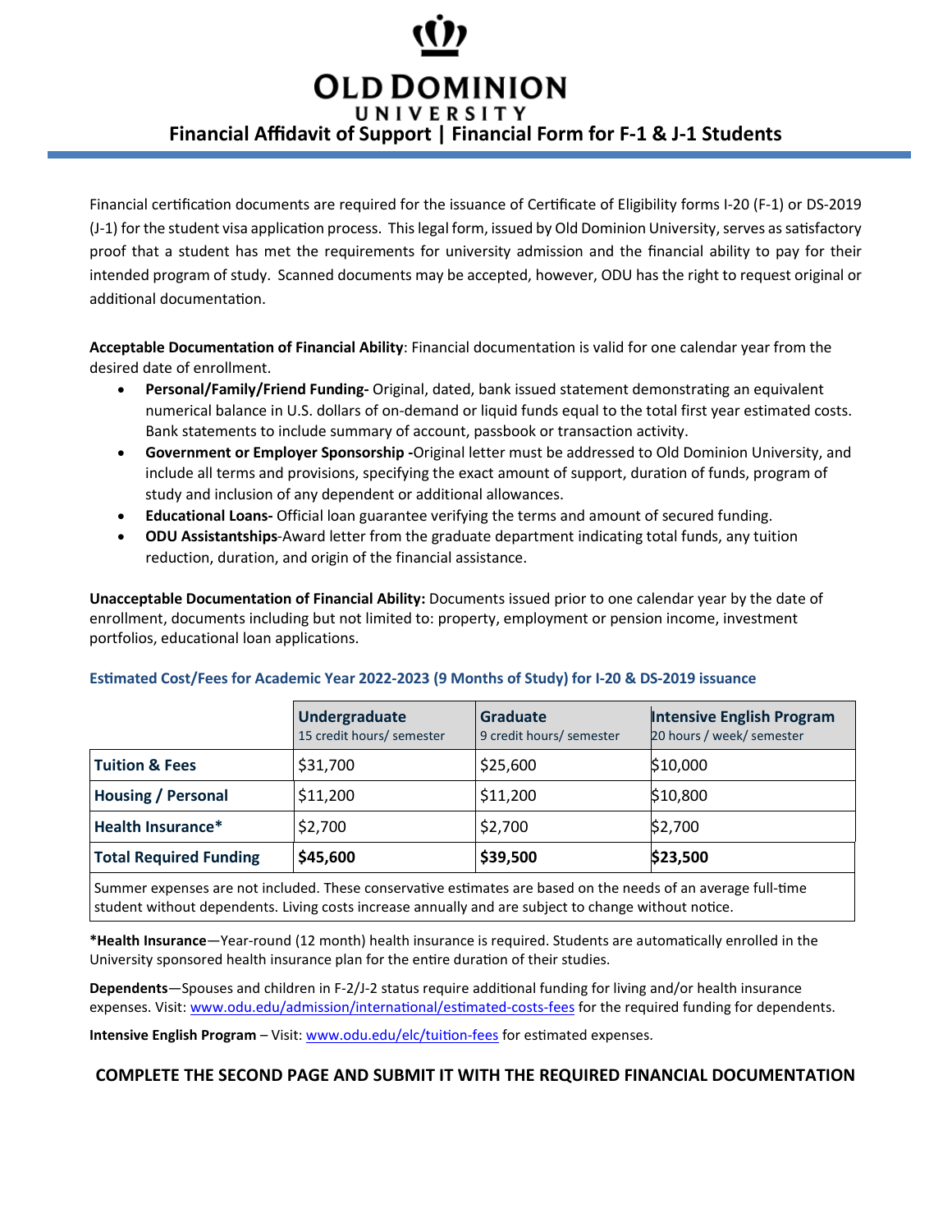# OLD DOMINION UNIVERSITY

## Financial Affidavit of Support | Financial Form for F-1 & J-1 Students

Financial certification documents are required for the issuance of Certificate of Eligibility forms I-20 (F-1) or DS-2019 (J-1) for the student visa application process. This legal form, issued by Old Dominion University, serves as satisfactory proof that a student has met the requirements for university admission and the financial ability to pay for their intended program of study. Scanned documents may be accepted, however, ODU has the right to request original or additional documentation.

**Acceptable Documentation of Financial Ability**: Financial documentation is valid for one calendar year from the desired date of enrollment.

- **Personal/Family/Friend Funding-** Original, dated, bank issued statement demonstrating an equivalent numerical balance in U.S. dollars of on-demand or liquid funds equal to the total first year estimated costs. Bank statements to include summary of account, passbook or transaction activity.
- **Government or Employer Sponsorship -**Original letter must be addressed to Old Dominion University, and include all terms and provisions, specifying the exact amount of support, duration of funds, program of study and inclusion of any dependent or additional allowances.
- **Educational Loans-** Official loan guarantee verifying the terms and amount of secured funding.
- **ODU Assistantships**-Award letter from the graduate department indicating total funds, any tuition reduction, duration, and origin of the financial assistance.

**Unacceptable Documentation of Financial Ability:** Documents issued prior to one calendar year by the date of enrollment, documents including but not limited to: property, employment or pension income, investment portfolios, educational loan applications.

### Estimated Cost/Fees for Academic Year 2022-2023 (9 Months of Study) for I-20 & DS-2019 issuance

| | **Undergraduate** 15 credit hours/ semester | **Graduate** 9 credit hours/ semester | **Intensive English Program** 20 hours / week/ semester |
|---|---|---|---|
| **Tuition & Fees** | $31,700 | $25,600 | $10,000 |
| **Housing / Personal** | $11,200 | $11,200 | $10,800 |
| **Health Insurance*** | $2,700 | $2,700 | $2,700 |
| **Total Required Funding** | **$45,600** | **$39,500** | **$23,500** |

Summer expenses are not included. These conservative estimates are based on the needs of an average full-time student without dependents. Living costs increase annually and are subject to change without notice.

***Health Insurance**—Year-round (12 month) health insurance is required. Students are automatically enrolled in the University sponsored health insurance plan for the entire duration of their studies.

**Dependents**—Spouses and children in F-2/J-2 status require additional funding for living and/or health insurance expenses. Visit: www.odu.edu/admission/international/estimated-costs-fees for the required funding for dependents.

**Intensive English Program** – Visit: www.odu.edu/elc/tuition-fees for estimated expenses.

**COMPLETE THE SECOND PAGE AND SUBMIT IT WITH THE REQUIRED FINANCIAL DOCUMENTATION**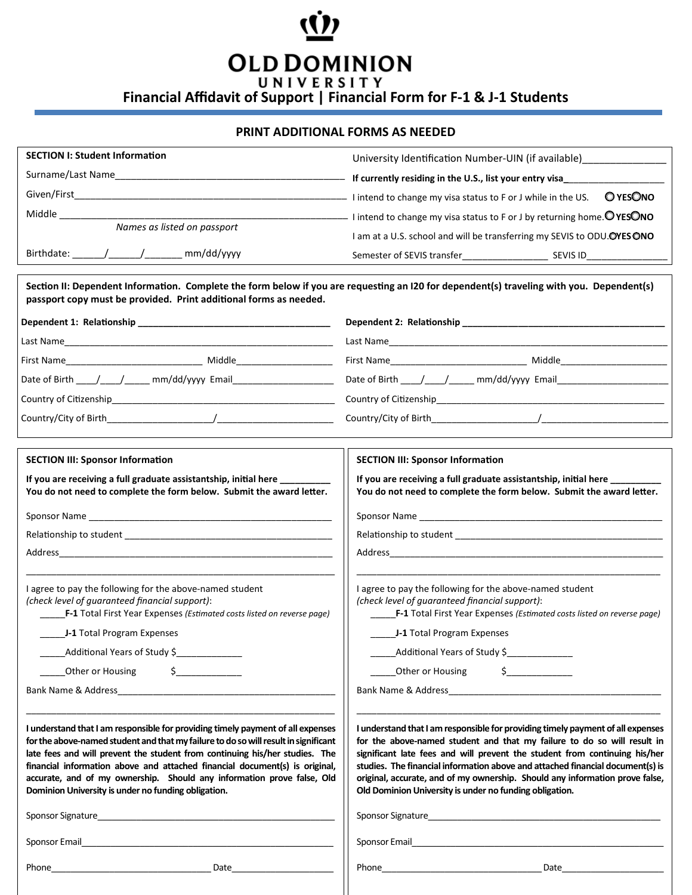# OLD DOMINION UNIVERSITY

## Financial Affidavit of Support | Financial Form for F-1 & J-1 Students

### PRINT ADDITIONAL FORMS AS NEEDED

**SECTION I: Student Information**

Surname/Last Name_____________________________________________

Given/First_____________________________________________________

Middle ________________________________________________________

*Names as listed on passport*

Birthdate: ______/______/_______ mm/dd/yyyy

University Identification Number-UIN (if available)_______________

**If currently residing in the U.S., list your entry visa___________________**

I intend to change my visa status to F or J while in the US. ○ **YES** ○ **NO**

I intend to change my visa status to F or J by returning home. ○ **YES** ○ **NO**

I am at a U.S. school and will be transferring my SEVIS to ODU. ○ **YES** ○ **NO**

Semester of SEVIS transfer________________ SEVIS ID________________

**Section II: Dependent Information. Complete the form below if you are requesting an I20 for dependent(s) traveling with you. Dependent(s) passport copy must be provided. Print additional forms as needed.**

**Dependent 1: Relationship _____________________________________**

Last Name_____________________________________________________

First Name___________________________ Middle___________________

Date of Birth ____/____/_____ mm/dd/yyyy Email____________________

Country of Citizenship_____________________________________________

Country/City of Birth____________________/_______________________

**Dependent 2: Relationship _____________________________________**

Last Name_____________________________________________________

First Name___________________________ Middle___________________

Date of Birth ____/____/_____ mm/dd/yyyy Email____________________

Country of Citizenship_____________________________________________

Country/City of Birth____________________/_______________________

**SECTION III: Sponsor Information**

**If you are receiving a full graduate assistantship, initial here __________**
**You do not need to complete the form below. Submit the award letter.**

Sponsor Name ___________________________________________________

Relationship to student ____________________________________________

Address________________________________________________________

_______________________________________________________________

I agree to pay the following for the above-named student
*(check level of guaranteed financial support)*:

- _____**F-1** Total First Year Expenses *(Estimated costs listed on reverse page)*
- _____**J-1** Total Program Expenses
- _____Additional Years of Study $_____________
- _____Other or Housing $_____________

Bank Name & Address_____________________________________________

_______________________________________________________________

**I understand that I am responsible for providing timely payment of all expenses for the above-named student and that my failure to do so will result in significant late fees and will prevent the student from continuing his/her studies. The financial information above and attached financial document(s) is original, accurate, and of my ownership. Should any information prove false, Old Dominion University is under no funding obligation.**

Sponsor Signature_______________________________________________

Sponsor Email___________________________________________________

Phone________________________________ Date_____________________

**SECTION III: Sponsor Information**

**If you are receiving a full graduate assistantship, initial here __________**
**You do not need to complete the form below. Submit the award letter.**

Sponsor Name ___________________________________________________

Relationship to student ____________________________________________

Address________________________________________________________

_______________________________________________________________

I agree to pay the following for the above-named student
*(check level of guaranteed financial support)*:

- _____**F-1** Total First Year Expenses *(Estimated costs listed on reverse page)*
- _____**J-1** Total Program Expenses
- _____Additional Years of Study $_____________
- _____Other or Housing $_____________

Bank Name & Address_____________________________________________

_______________________________________________________________

**I understand that I am responsible for providing timely payment of all expenses for the above-named student and that my failure to do so will result in significant late fees and will prevent the student from continuing his/her studies. The financial information above and attached financial document(s) is original, accurate, and of my ownership. Should any information prove false, Old Dominion University is under no funding obligation.**

Sponsor Signature_______________________________________________

Sponsor Email___________________________________________________

Phone________________________________ Date_____________________